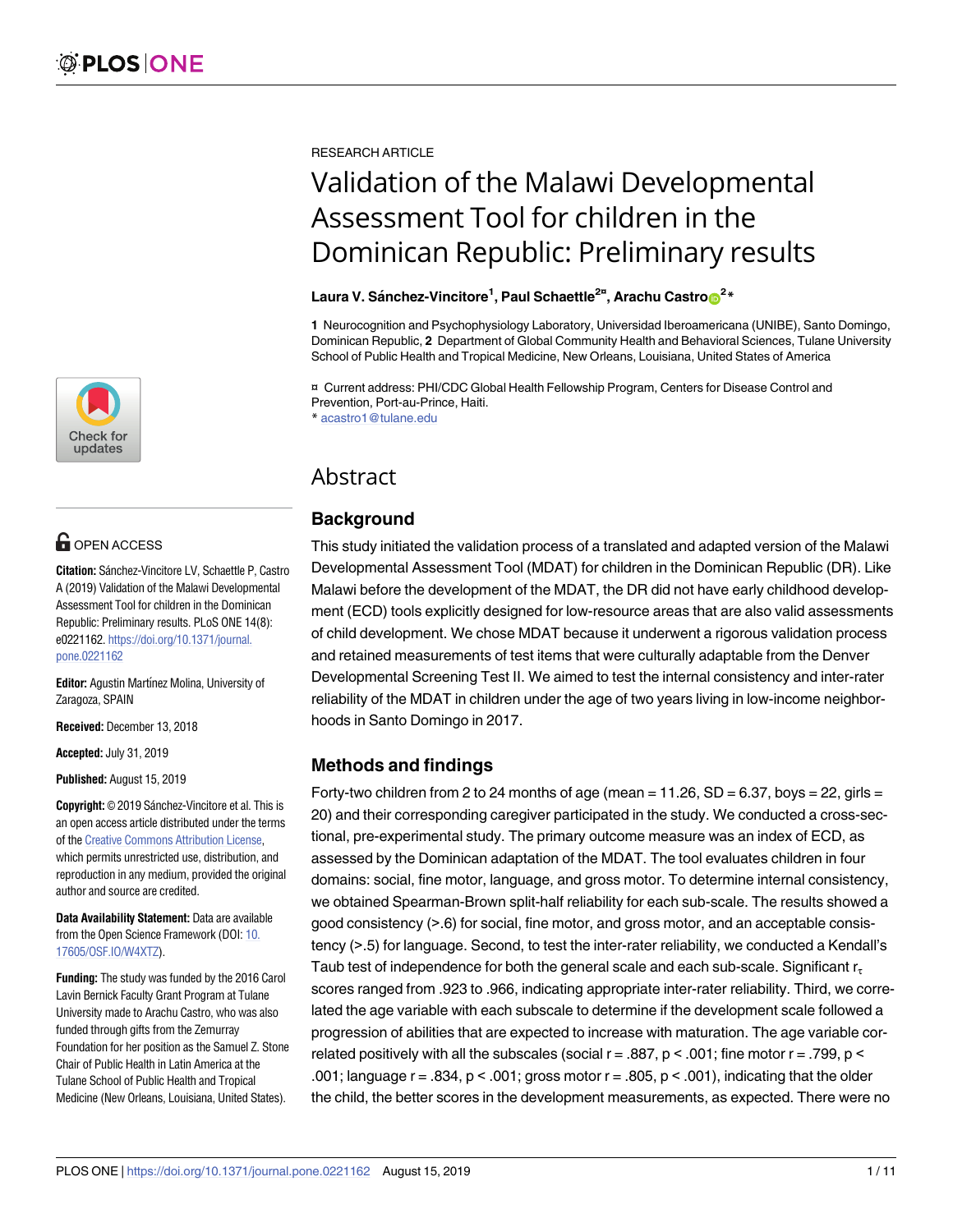RESEARCH ARTICLE

# Validation of the Malawi Developmental Assessment Tool for children in the Dominican Republic: Preliminary results

**Laura V. Sánchez-Vincitore[1], Paul Schaettle[2¤], Arachu Castro[2]***

**1** Neurocognition and Psychophysiology Laboratory, Universidad Iberoamericana (UNIBE), Santo Domingo, Dominican Republic, **2** Department of Global Community Health and Behavioral Sciences, Tulane University School of Public Health and Tropical Medicine, New Orleans, Louisiana, United States of America

¤ Current address: PHI/CDC Global Health Fellowship Program, Centers for Disease Control and Prevention, Port-au-Prince, Haiti.
* acastro1@tulane.edu

OPEN ACCESS

**Citation:** Sánchez-Vincitore LV, Schaettle P, Castro A (2019) Validation of the Malawi Developmental Assessment Tool for children in the Dominican Republic: Preliminary results. PLoS ONE 14(8): e0221162. https://doi.org/10.1371/journal.pone.0221162

**Editor:** Agustin Martínez Molina, University of Zaragoza, SPAIN

**Received:** December 13, 2018

**Accepted:** July 31, 2019

**Published:** August 15, 2019

**Copyright:** © 2019 Sánchez-Vincitore et al. This is an open access article distributed under the terms of the Creative Commons Attribution License, which permits unrestricted use, distribution, and reproduction in any medium, provided the original author and source are credited.

**Data Availability Statement:** Data are available from the Open Science Framework (DOI: 10.17605/OSF.IO/W4XTZ).

**Funding:** The study was funded by the 2016 Carol Lavin Bernick Faculty Grant Program at Tulane University made to Arachu Castro, who was also funded through gifts from the Zemurray Foundation for her position as the Samuel Z. Stone Chair of Public Health in Latin America at the Tulane School of Public Health and Tropical Medicine (New Orleans, Louisiana, United States).

## Abstract

### Background

This study initiated the validation process of a translated and adapted version of the Malawi Developmental Assessment Tool (MDAT) for children in the Dominican Republic (DR). Like Malawi before the development of the MDAT, the DR did not have early childhood development (ECD) tools explicitly designed for low-resource areas that are also valid assessments of child development. We chose MDAT because it underwent a rigorous validation process and retained measurements of test items that were culturally adaptable from the Denver Developmental Screening Test II. We aimed to test the internal consistency and inter-rater reliability of the MDAT in children under the age of two years living in low-income neighborhoods in Santo Domingo in 2017.

### Methods and findings

Forty-two children from 2 to 24 months of age (mean = 11.26, SD = 6.37, boys = 22, girls = 20) and their corresponding caregiver participated in the study. We conducted a cross-sectional, pre-experimental study. The primary outcome measure was an index of ECD, as assessed by the Dominican adaptation of the MDAT. The tool evaluates children in four domains: social, fine motor, language, and gross motor. To determine internal consistency, we obtained Spearman-Brown split-half reliability for each sub-scale. The results showed a good consistency (>.6) for social, fine motor, and gross motor, and an acceptable consistency (>.5) for language. Second, to test the inter-rater reliability, we conducted a Kendall's Taub test of independence for both the general scale and each sub-scale. Significant $r_\tau$ scores ranged from .923 to .966, indicating appropriate inter-rater reliability. Third, we correlated the age variable with each subscale to determine if the development scale followed a progression of abilities that are expected to increase with maturation. The age variable correlated positively with all the subscales (social r = .887, p < .001; fine motor r = .799, p < .001; language r = .834, p < .001; gross motor r = .805, p < .001), indicating that the older the child, the better scores in the development measurements, as expected. There were no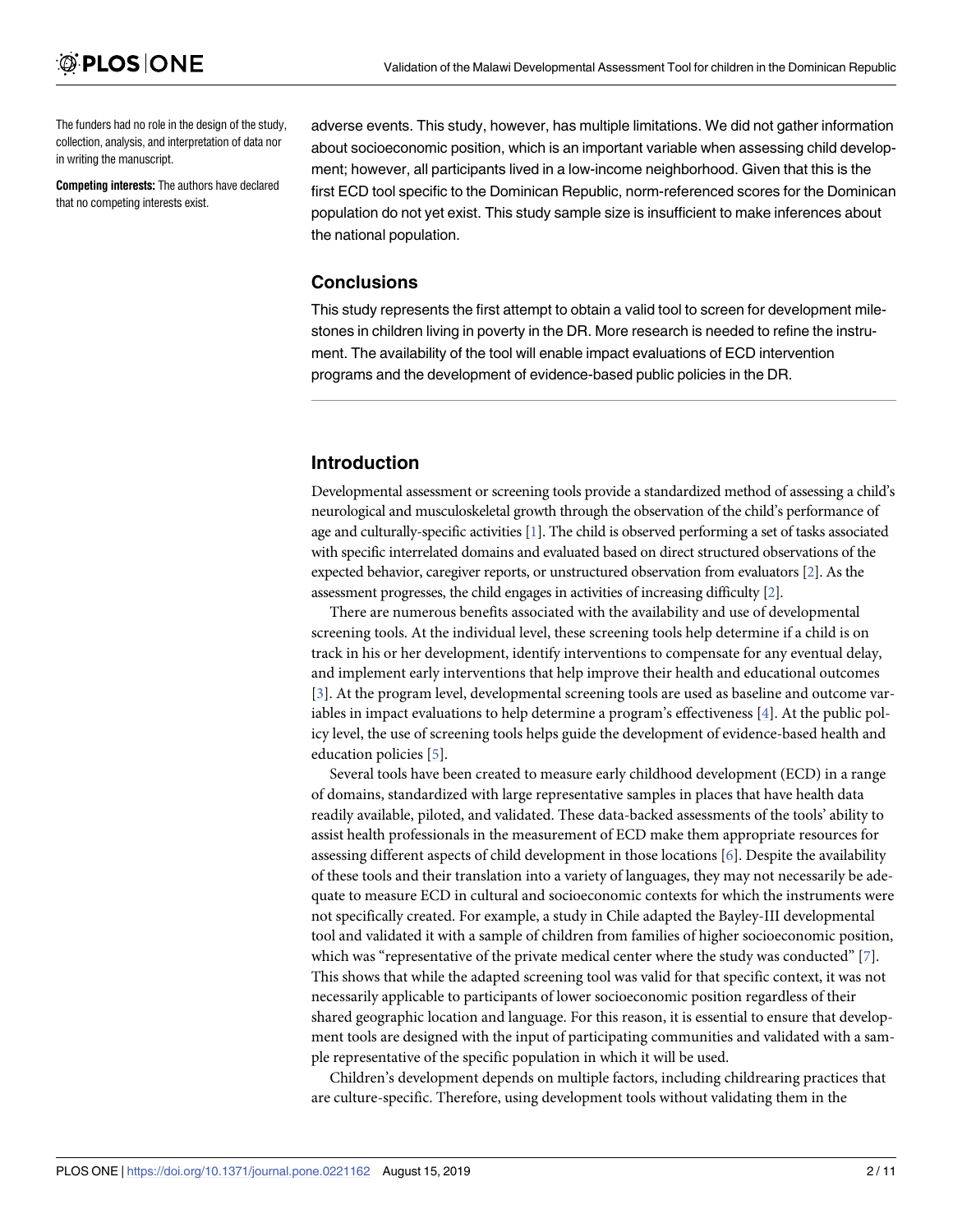The funders had no role in the design of the study, collection, analysis, and interpretation of data nor in writing the manuscript.

**Competing interests:** The authors have declared that no competing interests exist.

adverse events. This study, however, has multiple limitations. We did not gather information about socioeconomic position, which is an important variable when assessing child development; however, all participants lived in a low-income neighborhood. Given that this is the first ECD tool specific to the Dominican Republic, norm-referenced scores for the Dominican population do not yet exist. This study sample size is insufficient to make inferences about the national population.

## Conclusions

This study represents the first attempt to obtain a valid tool to screen for development milestones in children living in poverty in the DR. More research is needed to refine the instrument. The availability of the tool will enable impact evaluations of ECD intervention programs and the development of evidence-based public policies in the DR.

## Introduction

Developmental assessment or screening tools provide a standardized method of assessing a child's neurological and musculoskeletal growth through the observation of the child's performance of age and culturally-specific activities [1]. The child is observed performing a set of tasks associated with specific interrelated domains and evaluated based on direct structured observations of the expected behavior, caregiver reports, or unstructured observation from evaluators [2]. As the assessment progresses, the child engages in activities of increasing difficulty [2].

There are numerous benefits associated with the availability and use of developmental screening tools. At the individual level, these screening tools help determine if a child is on track in his or her development, identify interventions to compensate for any eventual delay, and implement early interventions that help improve their health and educational outcomes [3]. At the program level, developmental screening tools are used as baseline and outcome variables in impact evaluations to help determine a program's effectiveness [4]. At the public policy level, the use of screening tools helps guide the development of evidence-based health and education policies [5].

Several tools have been created to measure early childhood development (ECD) in a range of domains, standardized with large representative samples in places that have health data readily available, piloted, and validated. These data-backed assessments of the tools' ability to assist health professionals in the measurement of ECD make them appropriate resources for assessing different aspects of child development in those locations [6]. Despite the availability of these tools and their translation into a variety of languages, they may not necessarily be adequate to measure ECD in cultural and socioeconomic contexts for which the instruments were not specifically created. For example, a study in Chile adapted the Bayley-III developmental tool and validated it with a sample of children from families of higher socioeconomic position, which was "representative of the private medical center where the study was conducted" [7]. This shows that while the adapted screening tool was valid for that specific context, it was not necessarily applicable to participants of lower socioeconomic position regardless of their shared geographic location and language. For this reason, it is essential to ensure that development tools are designed with the input of participating communities and validated with a sample representative of the specific population in which it will be used.

Children's development depends on multiple factors, including childrearing practices that are culture-specific. Therefore, using development tools without validating them in the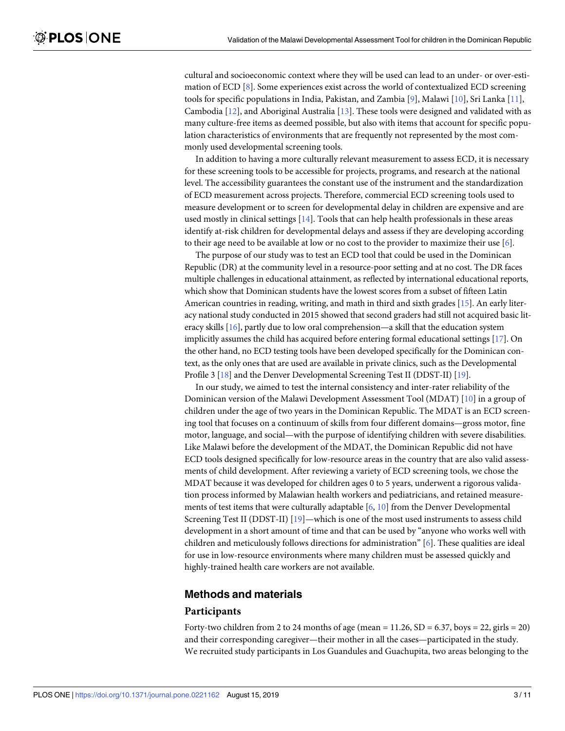cultural and socioeconomic context where they will be used can lead to an under- or over-estimation of ECD [8]. Some experiences exist across the world of contextualized ECD screening tools for specific populations in India, Pakistan, and Zambia [9], Malawi [10], Sri Lanka [11], Cambodia [12], and Aboriginal Australia [13]. These tools were designed and validated with as many culture-free items as deemed possible, but also with items that account for specific population characteristics of environments that are frequently not represented by the most commonly used developmental screening tools.

In addition to having a more culturally relevant measurement to assess ECD, it is necessary for these screening tools to be accessible for projects, programs, and research at the national level. The accessibility guarantees the constant use of the instrument and the standardization of ECD measurement across projects. Therefore, commercial ECD screening tools used to measure development or to screen for developmental delay in children are expensive and are used mostly in clinical settings [14]. Tools that can help health professionals in these areas identify at-risk children for developmental delays and assess if they are developing according to their age need to be available at low or no cost to the provider to maximize their use [6].

The purpose of our study was to test an ECD tool that could be used in the Dominican Republic (DR) at the community level in a resource-poor setting and at no cost. The DR faces multiple challenges in educational attainment, as reflected by international educational reports, which show that Dominican students have the lowest scores from a subset of fifteen Latin American countries in reading, writing, and math in third and sixth grades [15]. An early literacy national study conducted in 2015 showed that second graders had still not acquired basic literacy skills [16], partly due to low oral comprehension—a skill that the education system implicitly assumes the child has acquired before entering formal educational settings [17]. On the other hand, no ECD testing tools have been developed specifically for the Dominican context, as the only ones that are used are available in private clinics, such as the Developmental Profile 3 [18] and the Denver Developmental Screening Test II (DDST-II) [19].

In our study, we aimed to test the internal consistency and inter-rater reliability of the Dominican version of the Malawi Development Assessment Tool (MDAT) [10] in a group of children under the age of two years in the Dominican Republic. The MDAT is an ECD screening tool that focuses on a continuum of skills from four different domains—gross motor, fine motor, language, and social—with the purpose of identifying children with severe disabilities. Like Malawi before the development of the MDAT, the Dominican Republic did not have ECD tools designed specifically for low-resource areas in the country that are also valid assessments of child development. After reviewing a variety of ECD screening tools, we chose the MDAT because it was developed for children ages 0 to 5 years, underwent a rigorous validation process informed by Malawian health workers and pediatricians, and retained measurements of test items that were culturally adaptable [6, 10] from the Denver Developmental Screening Test II (DDST-II) [19]—which is one of the most used instruments to assess child development in a short amount of time and that can be used by "anyone who works well with children and meticulously follows directions for administration" [6]. These qualities are ideal for use in low-resource environments where many children must be assessed quickly and highly-trained health care workers are not available.

## Methods and materials

### Participants

Forty-two children from 2 to 24 months of age (mean = 11.26, SD = 6.37, boys = 22, girls = 20) and their corresponding caregiver—their mother in all the cases—participated in the study. We recruited study participants in Los Guandules and Guachupita, two areas belonging to the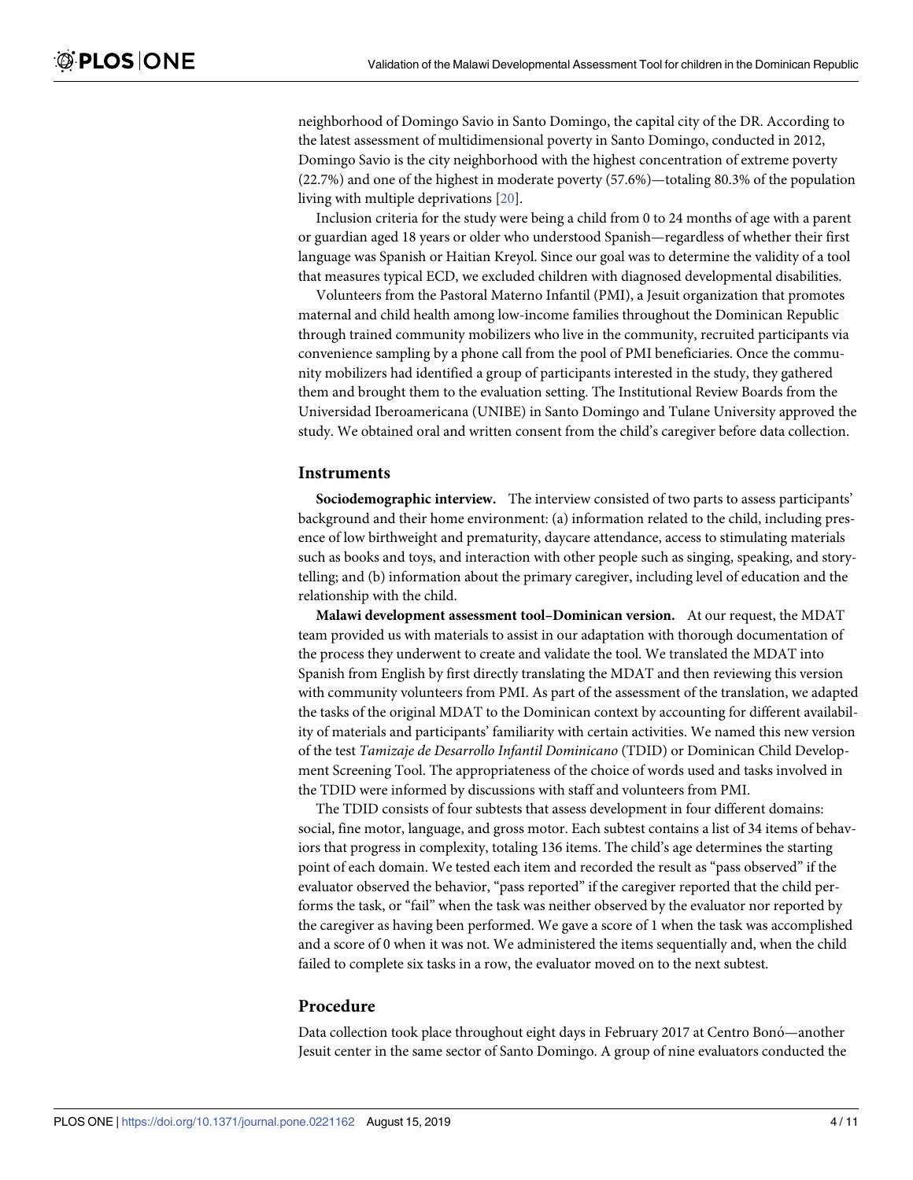neighborhood of Domingo Savio in Santo Domingo, the capital city of the DR. According to the latest assessment of multidimensional poverty in Santo Domingo, conducted in 2012, Domingo Savio is the city neighborhood with the highest concentration of extreme poverty (22.7%) and one of the highest in moderate poverty (57.6%)—totaling 80.3% of the population living with multiple deprivations [20].

Inclusion criteria for the study were being a child from 0 to 24 months of age with a parent or guardian aged 18 years or older who understood Spanish—regardless of whether their first language was Spanish or Haitian Kreyol. Since our goal was to determine the validity of a tool that measures typical ECD, we excluded children with diagnosed developmental disabilities.

Volunteers from the Pastoral Materno Infantil (PMI), a Jesuit organization that promotes maternal and child health among low-income families throughout the Dominican Republic through trained community mobilizers who live in the community, recruited participants via convenience sampling by a phone call from the pool of PMI beneficiaries. Once the community mobilizers had identified a group of participants interested in the study, they gathered them and brought them to the evaluation setting. The Institutional Review Boards from the Universidad Iberoamericana (UNIBE) in Santo Domingo and Tulane University approved the study. We obtained oral and written consent from the child's caregiver before data collection.

## Instruments

**Sociodemographic interview.** The interview consisted of two parts to assess participants' background and their home environment: (a) information related to the child, including presence of low birthweight and prematurity, daycare attendance, access to stimulating materials such as books and toys, and interaction with other people such as singing, speaking, and storytelling; and (b) information about the primary caregiver, including level of education and the relationship with the child.

**Malawi development assessment tool–Dominican version.** At our request, the MDAT team provided us with materials to assist in our adaptation with thorough documentation of the process they underwent to create and validate the tool. We translated the MDAT into Spanish from English by first directly translating the MDAT and then reviewing this version with community volunteers from PMI. As part of the assessment of the translation, we adapted the tasks of the original MDAT to the Dominican context by accounting for different availability of materials and participants' familiarity with certain activities. We named this new version of the test *Tamizaje de Desarrollo Infantil Dominicano* (TDID) or Dominican Child Development Screening Tool. The appropriateness of the choice of words used and tasks involved in the TDID were informed by discussions with staff and volunteers from PMI.

The TDID consists of four subtests that assess development in four different domains: social, fine motor, language, and gross motor. Each subtest contains a list of 34 items of behaviors that progress in complexity, totaling 136 items. The child's age determines the starting point of each domain. We tested each item and recorded the result as "pass observed" if the evaluator observed the behavior, "pass reported" if the caregiver reported that the child performs the task, or "fail" when the task was neither observed by the evaluator nor reported by the caregiver as having been performed. We gave a score of 1 when the task was accomplished and a score of 0 when it was not. We administered the items sequentially and, when the child failed to complete six tasks in a row, the evaluator moved on to the next subtest.

## Procedure

Data collection took place throughout eight days in February 2017 at Centro Bonó—another Jesuit center in the same sector of Santo Domingo. A group of nine evaluators conducted the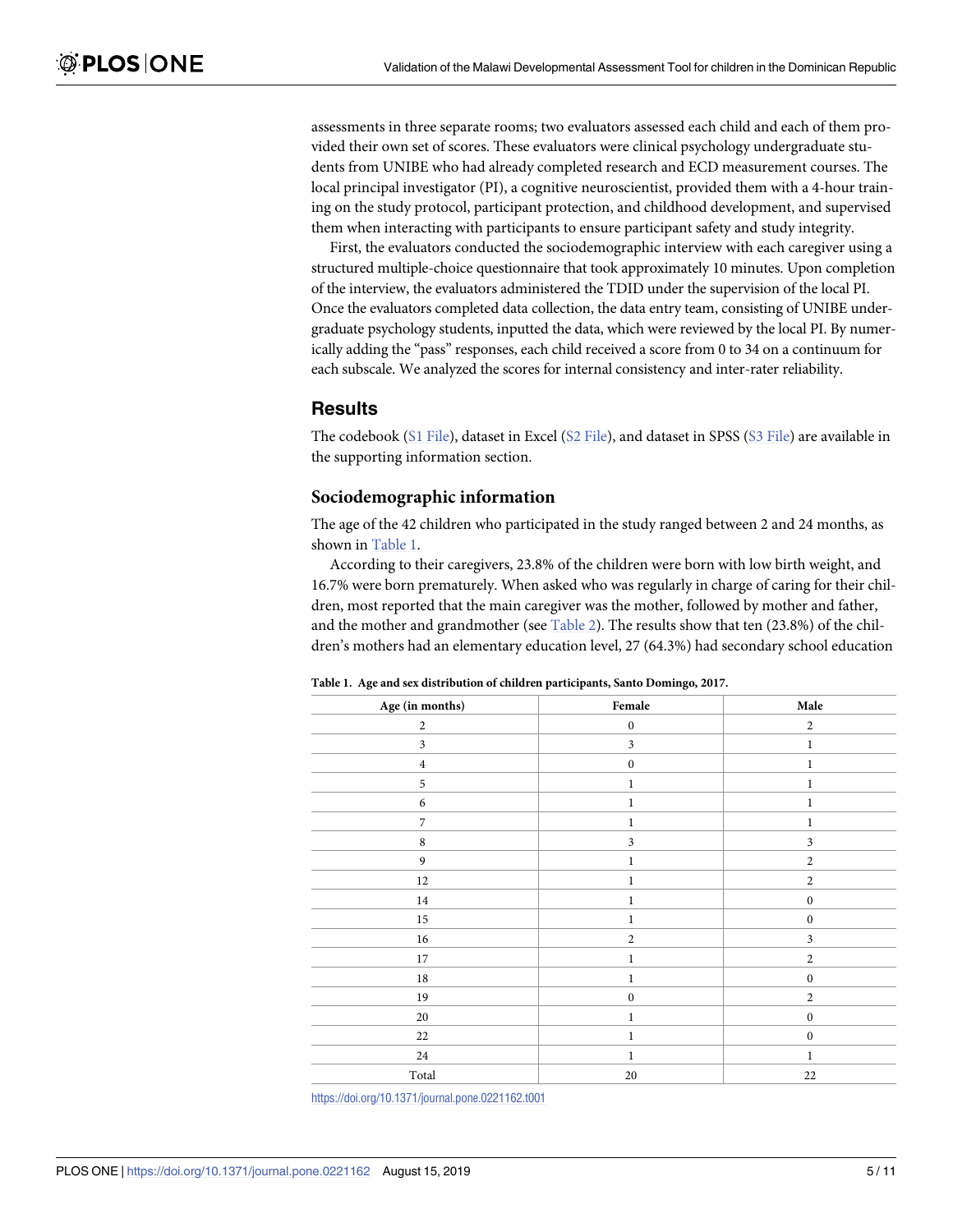assessments in three separate rooms; two evaluators assessed each child and each of them provided their own set of scores. These evaluators were clinical psychology undergraduate students from UNIBE who had already completed research and ECD measurement courses. The local principal investigator (PI), a cognitive neuroscientist, provided them with a 4-hour training on the study protocol, participant protection, and childhood development, and supervised them when interacting with participants to ensure participant safety and study integrity.

First, the evaluators conducted the sociodemographic interview with each caregiver using a structured multiple-choice questionnaire that took approximately 10 minutes. Upon completion of the interview, the evaluators administered the TDID under the supervision of the local PI. Once the evaluators completed data collection, the data entry team, consisting of UNIBE undergraduate psychology students, inputted the data, which were reviewed by the local PI. By numerically adding the "pass" responses, each child received a score from 0 to 34 on a continuum for each subscale. We analyzed the scores for internal consistency and inter-rater reliability.

## Results

The codebook (S1 File), dataset in Excel (S2 File), and dataset in SPSS (S3 File) are available in the supporting information section.

### Sociodemographic information

The age of the 42 children who participated in the study ranged between 2 and 24 months, as shown in Table 1.

According to their caregivers, 23.8% of the children were born with low birth weight, and 16.7% were born prematurely. When asked who was regularly in charge of caring for their children, most reported that the main caregiver was the mother, followed by mother and father, and the mother and grandmother (see Table 2). The results show that ten (23.8%) of the children's mothers had an elementary education level, 27 (64.3%) had secondary school education

**Table 1. Age and sex distribution of children participants, Santo Domingo, 2017.**

| Age (in months) | Female | Male |
|---|---|---|
| 2 | 0 | 2 |
| 3 | 3 | 1 |
| 4 | 0 | 1 |
| 5 | 1 | 1 |
| 6 | 1 | 1 |
| 7 | 1 | 1 |
| 8 | 3 | 3 |
| 9 | 1 | 2 |
| 12 | 1 | 2 |
| 14 | 1 | 0 |
| 15 | 1 | 0 |
| 16 | 2 | 3 |
| 17 | 1 | 2 |
| 18 | 1 | 0 |
| 19 | 0 | 2 |
| 20 | 1 | 0 |
| 22 | 1 | 0 |
| 24 | 1 | 1 |
| Total | 20 | 22 |

https://doi.org/10.1371/journal.pone.0221162.t001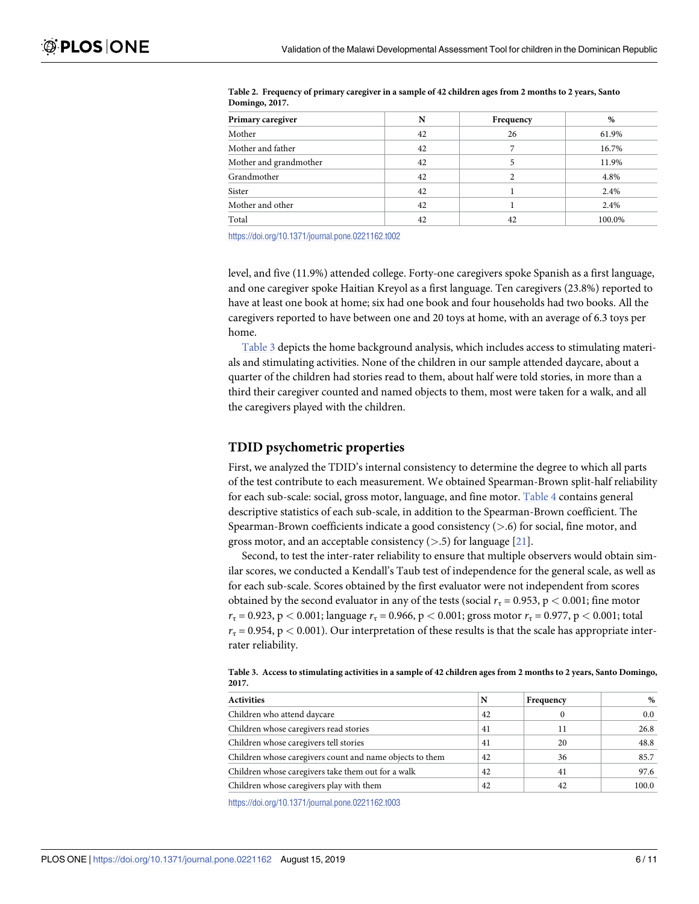**Table 2. Frequency of primary caregiver in a sample of 42 children ages from 2 months to 2 years, Santo Domingo, 2017.**

| Primary caregiver | N | Frequency | % |
|---|---|---|---|
| Mother | 42 | 26 | 61.9% |
| Mother and father | 42 | 7 | 16.7% |
| Mother and grandmother | 42 | 5 | 11.9% |
| Grandmother | 42 | 2 | 4.8% |
| Sister | 42 | 1 | 2.4% |
| Mother and other | 42 | 1 | 2.4% |
| Total | 42 | 42 | 100.0% |

https://doi.org/10.1371/journal.pone.0221162.t002

level, and five (11.9%) attended college. Forty-one caregivers spoke Spanish as a first language, and one caregiver spoke Haitian Kreyol as a first language. Ten caregivers (23.8%) reported to have at least one book at home; six had one book and four households had two books. All the caregivers reported to have between one and 20 toys at home, with an average of 6.3 toys per home.

Table 3 depicts the home background analysis, which includes access to stimulating materials and stimulating activities. None of the children in our sample attended daycare, about a quarter of the children had stories read to them, about half were told stories, in more than a third their caregiver counted and named objects to them, most were taken for a walk, and all the caregivers played with the children.

## TDID psychometric properties

First, we analyzed the TDID's internal consistency to determine the degree to which all parts of the test contribute to each measurement. We obtained Spearman-Brown split-half reliability for each sub-scale: social, gross motor, language, and fine motor. Table 4 contains general descriptive statistics of each sub-scale, in addition to the Spearman-Brown coefficient. The Spearman-Brown coefficients indicate a good consistency (>.6) for social, fine motor, and gross motor, and an acceptable consistency (>.5) for language [21].

Second, to test the inter-rater reliability to ensure that multiple observers would obtain similar scores, we conducted a Kendall's Taub test of independence for the general scale, as well as for each sub-scale. Scores obtained by the first evaluator were not independent from scores obtained by the second evaluator in any of the tests (social $r_\tau = 0.953$, $p < 0.001$; fine motor $r_\tau = 0.923$, $p < 0.001$; language $r_\tau = 0.966$, $p < 0.001$; gross motor $r_\tau = 0.977$, $p < 0.001$; total $r_\tau = 0.954$, $p < 0.001$). Our interpretation of these results is that the scale has appropriate inter-rater reliability.

**Table 3. Access to stimulating activities in a sample of 42 children ages from 2 months to 2 years, Santo Domingo, 2017.**

| Activities | N | Frequency | % |
|---|---|---|---|
| Children who attend daycare | 42 | 0 | 0.0 |
| Children whose caregivers read stories | 41 | 11 | 26.8 |
| Children whose caregivers tell stories | 41 | 20 | 48.8 |
| Children whose caregivers count and name objects to them | 42 | 36 | 85.7 |
| Children whose caregivers take them out for a walk | 42 | 41 | 97.6 |
| Children whose caregivers play with them | 42 | 42 | 100.0 |

https://doi.org/10.1371/journal.pone.0221162.t003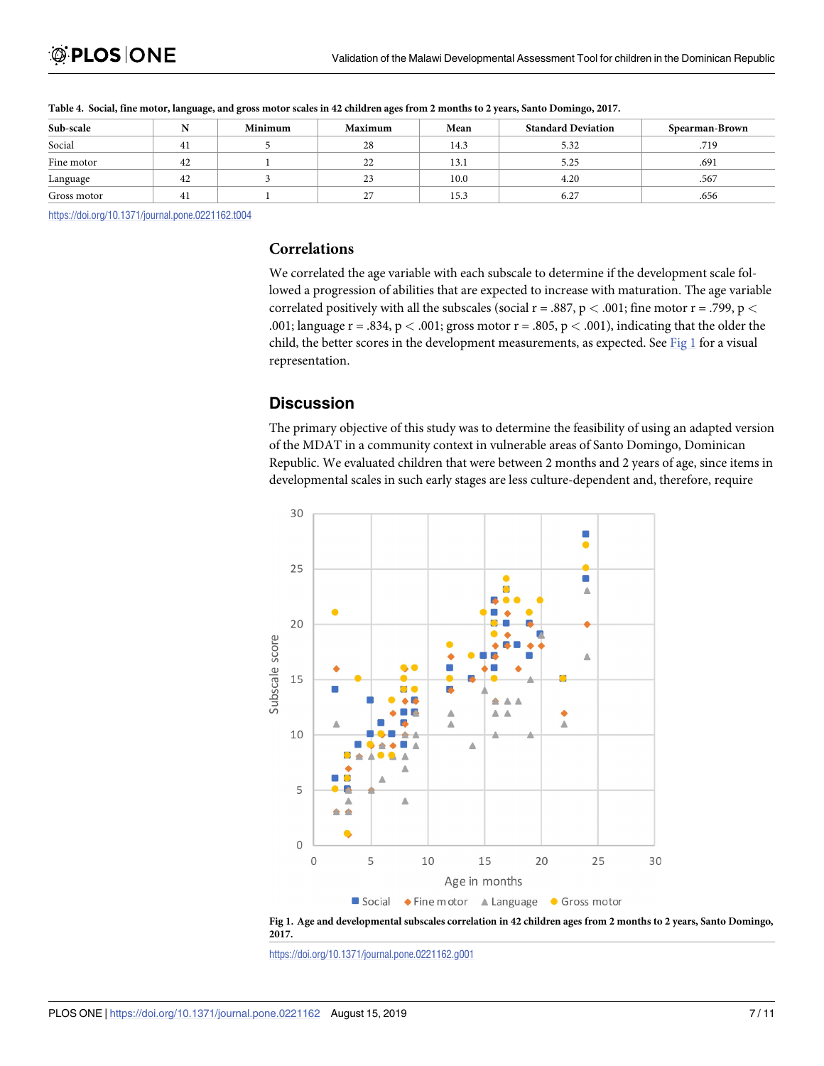**Table 4. Social, fine motor, language, and gross motor scales in 42 children ages from 2 months to 2 years, Santo Domingo, 2017.**

| Sub-scale | N | Minimum | Maximum | Mean | Standard Deviation | Spearman-Brown |
|---|---|---|---|---|---|---|
| Social | 41 | 5 | 28 | 14.3 | 5.32 | .719 |
| Fine motor | 42 | 1 | 22 | 13.1 | 5.25 | .691 |
| Language | 42 | 3 | 23 | 10.0 | 4.20 | .567 |
| Gross motor | 41 | 1 | 27 | 15.3 | 6.27 | .656 |

https://doi.org/10.1371/journal.pone.0221162.t004

### Correlations

We correlated the age variable with each subscale to determine if the development scale followed a progression of abilities that are expected to increase with maturation. The age variable correlated positively with all the subscales (social $r = .887$, $p < .001$; fine motor $r = .799$, $p < .001$; language $r = .834$, $p < .001$; gross motor $r = .805$, $p < .001$), indicating that the older the child, the better scores in the development measurements, as expected. See Fig 1 for a visual representation.

## Discussion

The primary objective of this study was to determine the feasibility of using an adapted version of the MDAT in a community context in vulnerable areas of Santo Domingo, Dominican Republic. We evaluated children that were between 2 months and 2 years of age, since items in developmental scales in such early stages are less culture-dependent and, therefore, require

**Fig 1. Age and developmental subscales correlation in 42 children ages from 2 months to 2 years, Santo Domingo, 2017.**

https://doi.org/10.1371/journal.pone.0221162.g001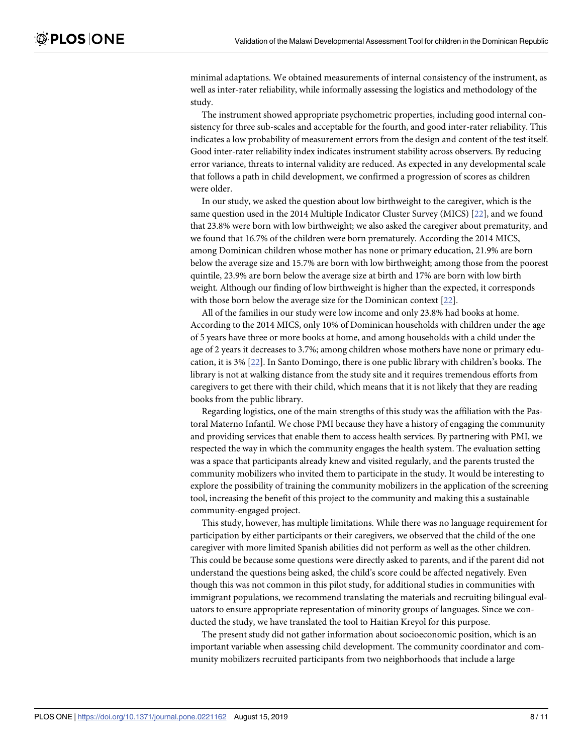minimal adaptations. We obtained measurements of internal consistency of the instrument, as well as inter-rater reliability, while informally assessing the logistics and methodology of the study.

The instrument showed appropriate psychometric properties, including good internal consistency for three sub-scales and acceptable for the fourth, and good inter-rater reliability. This indicates a low probability of measurement errors from the design and content of the test itself. Good inter-rater reliability index indicates instrument stability across observers. By reducing error variance, threats to internal validity are reduced. As expected in any developmental scale that follows a path in child development, we confirmed a progression of scores as children were older.

In our study, we asked the question about low birthweight to the caregiver, which is the same question used in the 2014 Multiple Indicator Cluster Survey (MICS) [22], and we found that 23.8% were born with low birthweight; we also asked the caregiver about prematurity, and we found that 16.7% of the children were born prematurely. According the 2014 MICS, among Dominican children whose mother has none or primary education, 21.9% are born below the average size and 15.7% are born with low birthweight; among those from the poorest quintile, 23.9% are born below the average size at birth and 17% are born with low birth weight. Although our finding of low birthweight is higher than the expected, it corresponds with those born below the average size for the Dominican context [22].

All of the families in our study were low income and only 23.8% had books at home. According to the 2014 MICS, only 10% of Dominican households with children under the age of 5 years have three or more books at home, and among households with a child under the age of 2 years it decreases to 3.7%; among children whose mothers have none or primary education, it is 3% [22]. In Santo Domingo, there is one public library with children's books. The library is not at walking distance from the study site and it requires tremendous efforts from caregivers to get there with their child, which means that it is not likely that they are reading books from the public library.

Regarding logistics, one of the main strengths of this study was the affiliation with the Pastoral Materno Infantil. We chose PMI because they have a history of engaging the community and providing services that enable them to access health services. By partnering with PMI, we respected the way in which the community engages the health system. The evaluation setting was a space that participants already knew and visited regularly, and the parents trusted the community mobilizers who invited them to participate in the study. It would be interesting to explore the possibility of training the community mobilizers in the application of the screening tool, increasing the benefit of this project to the community and making this a sustainable community-engaged project.

This study, however, has multiple limitations. While there was no language requirement for participation by either participants or their caregivers, we observed that the child of the one caregiver with more limited Spanish abilities did not perform as well as the other children. This could be because some questions were directly asked to parents, and if the parent did not understand the questions being asked, the child's score could be affected negatively. Even though this was not common in this pilot study, for additional studies in communities with immigrant populations, we recommend translating the materials and recruiting bilingual evaluators to ensure appropriate representation of minority groups of languages. Since we conducted the study, we have translated the tool to Haitian Kreyol for this purpose.

The present study did not gather information about socioeconomic position, which is an important variable when assessing child development. The community coordinator and community mobilizers recruited participants from two neighborhoods that include a large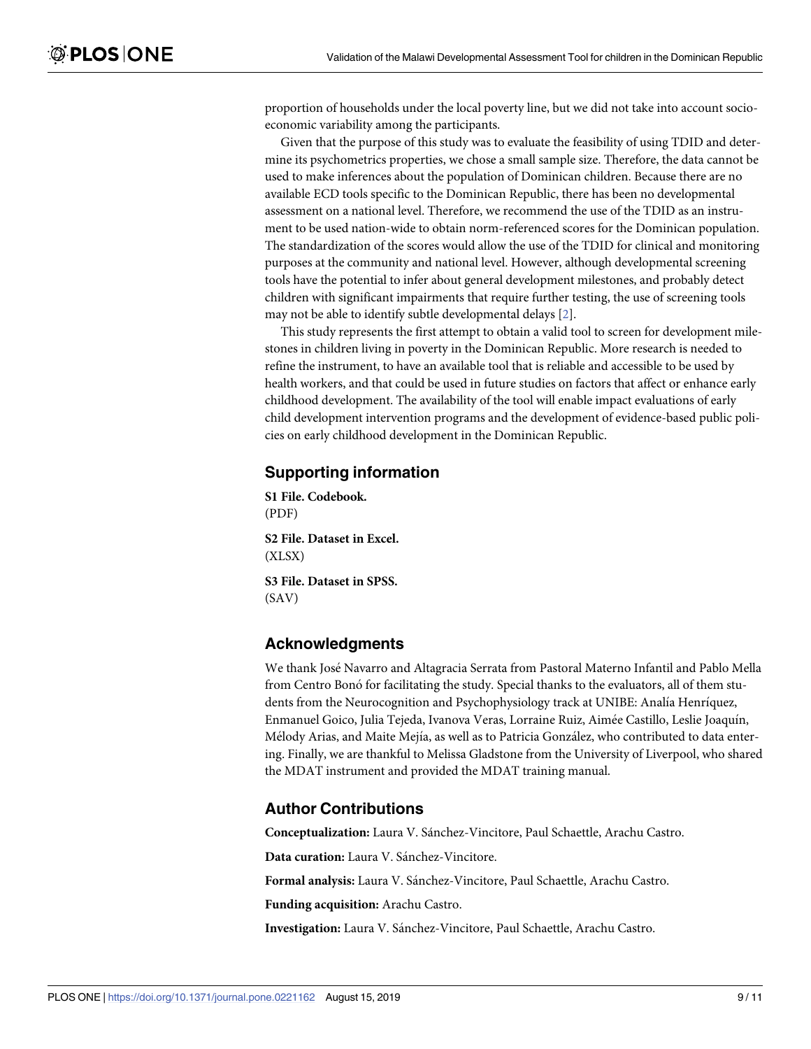proportion of households under the local poverty line, but we did not take into account socio-economic variability among the participants.

Given that the purpose of this study was to evaluate the feasibility of using TDID and determine its psychometrics properties, we chose a small sample size. Therefore, the data cannot be used to make inferences about the population of Dominican children. Because there are no available ECD tools specific to the Dominican Republic, there has been no developmental assessment on a national level. Therefore, we recommend the use of the TDID as an instrument to be used nation-wide to obtain norm-referenced scores for the Dominican population. The standardization of the scores would allow the use of the TDID for clinical and monitoring purposes at the community and national level. However, although developmental screening tools have the potential to infer about general development milestones, and probably detect children with significant impairments that require further testing, the use of screening tools may not be able to identify subtle developmental delays [2].

This study represents the first attempt to obtain a valid tool to screen for development milestones in children living in poverty in the Dominican Republic. More research is needed to refine the instrument, to have an available tool that is reliable and accessible to be used by health workers, and that could be used in future studies on factors that affect or enhance early childhood development. The availability of the tool will enable impact evaluations of early child development intervention programs and the development of evidence-based public policies on early childhood development in the Dominican Republic.

## Supporting information

**S1 File. Codebook.**
(PDF)

**S2 File. Dataset in Excel.**
(XLSX)

**S3 File. Dataset in SPSS.**
(SAV)

## Acknowledgments

We thank José Navarro and Altagracia Serrata from Pastoral Materno Infantil and Pablo Mella from Centro Bonó for facilitating the study. Special thanks to the evaluators, all of them students from the Neurocognition and Psychophysiology track at UNIBE: Analía Henríquez, Enmanuel Goico, Julia Tejeda, Ivanova Veras, Lorraine Ruiz, Aimée Castillo, Leslie Joaquín, Mélody Arias, and Maite Mejía, as well as to Patricia González, who contributed to data entering. Finally, we are thankful to Melissa Gladstone from the University of Liverpool, who shared the MDAT instrument and provided the MDAT training manual.

## Author Contributions

**Conceptualization:** Laura V. Sánchez-Vincitore, Paul Schaettle, Arachu Castro.

**Data curation:** Laura V. Sánchez-Vincitore.

**Formal analysis:** Laura V. Sánchez-Vincitore, Paul Schaettle, Arachu Castro.

**Funding acquisition:** Arachu Castro.

**Investigation:** Laura V. Sánchez-Vincitore, Paul Schaettle, Arachu Castro.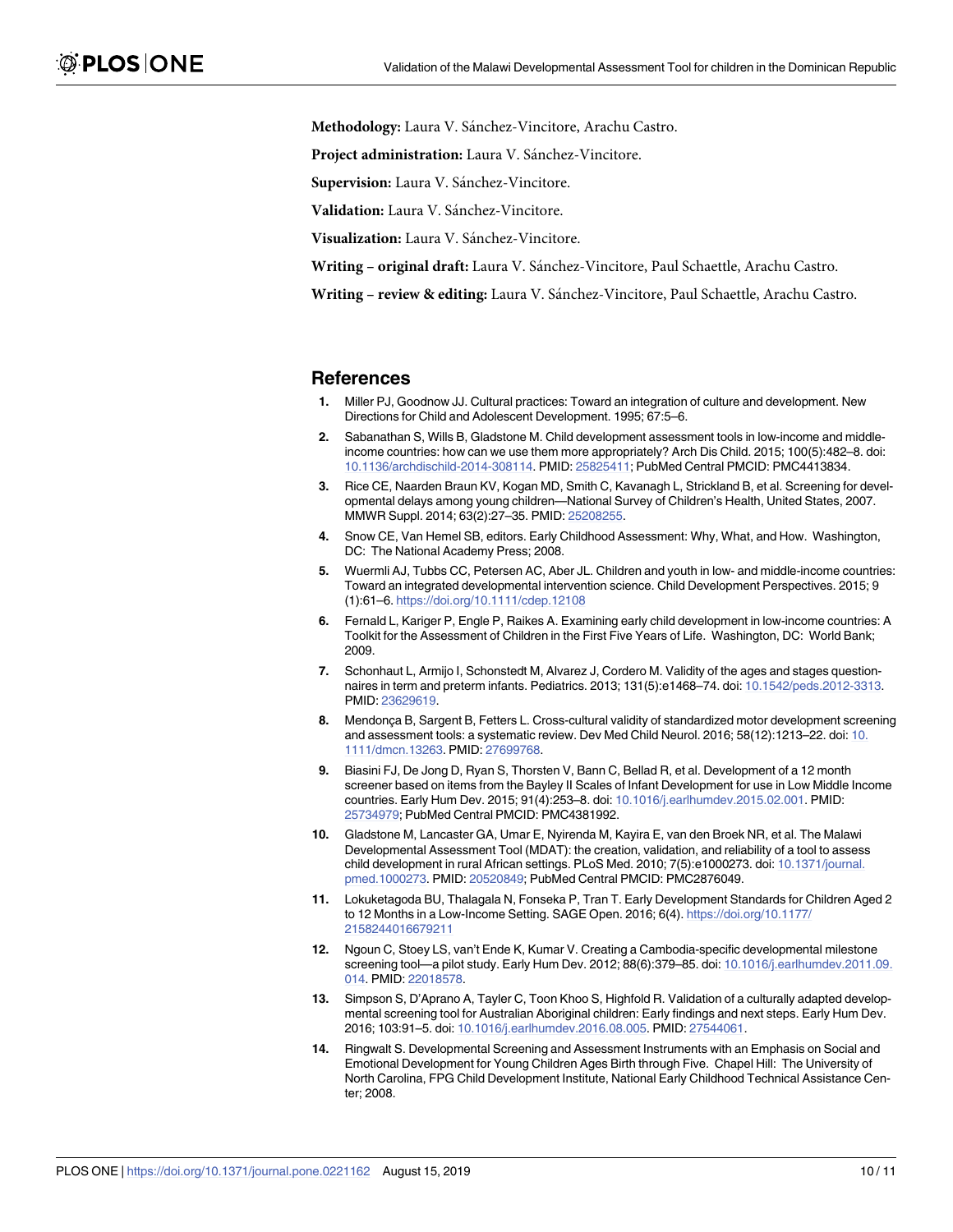**Methodology:** Laura V. Sánchez-Vincitore, Arachu Castro.

**Project administration:** Laura V. Sánchez-Vincitore.

**Supervision:** Laura V. Sánchez-Vincitore.

**Validation:** Laura V. Sánchez-Vincitore.

**Visualization:** Laura V. Sánchez-Vincitore.

**Writing – original draft:** Laura V. Sánchez-Vincitore, Paul Schaettle, Arachu Castro.

**Writing – review & editing:** Laura V. Sánchez-Vincitore, Paul Schaettle, Arachu Castro.

## References

1. Miller PJ, Goodnow JJ. Cultural practices: Toward an integration of culture and development. New Directions for Child and Adolescent Development. 1995; 67:5–6.
2. Sabanathan S, Wills B, Gladstone M. Child development assessment tools in low-income and middle-income countries: how can we use them more appropriately? Arch Dis Child. 2015; 100(5):482–8. doi: 10.1136/archdischild-2014-308114. PMID: 25825411; PubMed Central PMCID: PMC4413834.
3. Rice CE, Naarden Braun KV, Kogan MD, Smith C, Kavanagh L, Strickland B, et al. Screening for developmental delays among young children—National Survey of Children's Health, United States, 2007. MMWR Suppl. 2014; 63(2):27–35. PMID: 25208255.
4. Snow CE, Van Hemel SB, editors. Early Childhood Assessment: Why, What, and How. Washington, DC: The National Academy Press; 2008.
5. Wuermli AJ, Tubbs CC, Petersen AC, Aber JL. Children and youth in low- and middle-income countries: Toward an integrated developmental intervention science. Child Development Perspectives. 2015; 9 (1):61–6. https://doi.org/10.1111/cdep.12108
6. Fernald L, Kariger P, Engle P, Raikes A. Examining early child development in low-income countries: A Toolkit for the Assessment of Children in the First Five Years of Life. Washington, DC: World Bank; 2009.
7. Schonhaut L, Armijo I, Schonstedt M, Alvarez J, Cordero M. Validity of the ages and stages questionnaires in term and preterm infants. Pediatrics. 2013; 131(5):e1468–74. doi: 10.1542/peds.2012-3313. PMID: 23629619.
8. Mendonça B, Sargent B, Fetters L. Cross-cultural validity of standardized motor development screening and assessment tools: a systematic review. Dev Med Child Neurol. 2016; 58(12):1213–22. doi: 10.1111/dmcn.13263. PMID: 27699768.
9. Biasini FJ, De Jong D, Ryan S, Thorsten V, Bann C, Bellad R, et al. Development of a 12 month screener based on items from the Bayley II Scales of Infant Development for use in Low Middle Income countries. Early Hum Dev. 2015; 91(4):253–8. doi: 10.1016/j.earlhumdev.2015.02.001. PMID: 25734979; PubMed Central PMCID: PMC4381992.
10. Gladstone M, Lancaster GA, Umar E, Nyirenda M, Kayira E, van den Broek NR, et al. The Malawi Developmental Assessment Tool (MDAT): the creation, validation, and reliability of a tool to assess child development in rural African settings. PLoS Med. 2010; 7(5):e1000273. doi: 10.1371/journal.pmed.1000273. PMID: 20520849; PubMed Central PMCID: PMC2876049.
11. Lokuketagoda BU, Thalagala N, Fonseka P, Tran T. Early Development Standards for Children Aged 2 to 12 Months in a Low-Income Setting. SAGE Open. 2016; 6(4). https://doi.org/10.1177/2158244016679211
12. Ngoun C, Stoey LS, van't Ende K, Kumar V. Creating a Cambodia-specific developmental milestone screening tool—a pilot study. Early Hum Dev. 2012; 88(6):379–85. doi: 10.1016/j.earlhumdev.2011.09.014. PMID: 22018578.
13. Simpson S, D'Aprano A, Tayler C, Toon Khoo S, Highfold R. Validation of a culturally adapted developmental screening tool for Australian Aboriginal children: Early findings and next steps. Early Hum Dev. 2016; 103:91–5. doi: 10.1016/j.earlhumdev.2016.08.005. PMID: 27544061.
14. Ringwalt S. Developmental Screening and Assessment Instruments with an Emphasis on Social and Emotional Development for Young Children Ages Birth through Five. Chapel Hill: The University of North Carolina, FPG Child Development Institute, National Early Childhood Technical Assistance Center; 2008.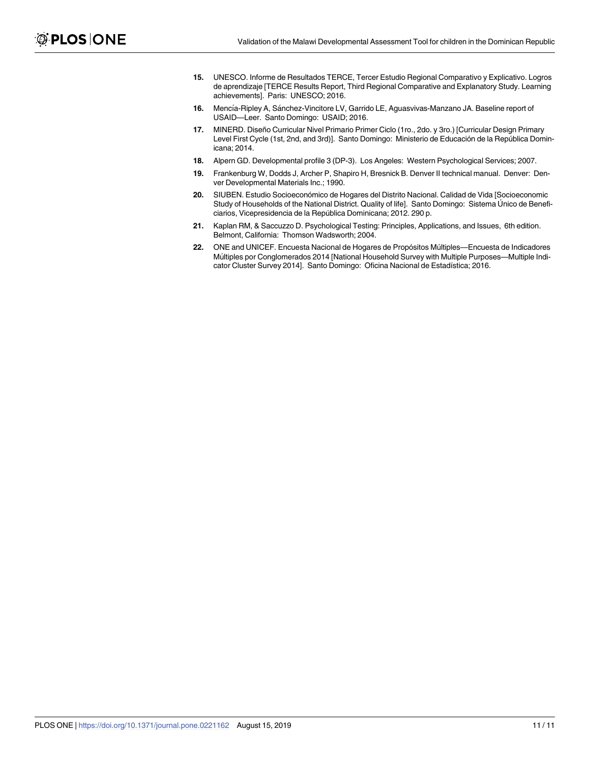15. UNESCO. Informe de Resultados TERCE, Tercer Estudio Regional Comparativo y Explicativo. Logros de aprendizaje [TERCE Results Report, Third Regional Comparative and Explanatory Study. Learning achievements]. Paris: UNESCO; 2016.
16. Mencía-Ripley A, Sánchez-Vincitore LV, Garrido LE, Aguasvivas-Manzano JA. Baseline report of USAID—Leer. Santo Domingo: USAID; 2016.
17. MINERD. Diseño Curricular Nivel Primario Primer Ciclo (1ro., 2do. y 3ro.) [Curricular Design Primary Level First Cycle (1st, 2nd, and 3rd)]. Santo Domingo: Ministerio de Educación de la República Dominicana; 2014.
18. Alpern GD. Developmental profile 3 (DP-3). Los Angeles: Western Psychological Services; 2007.
19. Frankenburg W, Dodds J, Archer P, Shapiro H, Bresnick B. Denver II technical manual. Denver: Denver Developmental Materials Inc.; 1990.
20. SIUBEN. Estudio Socioeconómico de Hogares del Distrito Nacional. Calidad de Vida [Socioeconomic Study of Households of the National District. Quality of life]. Santo Domingo: Sistema Único de Beneficiarios, Vicepresidencia de la República Dominicana; 2012. 290 p.
21. Kaplan RM, & Saccuzzo D. Psychological Testing: Principles, Applications, and Issues, 6th edition. Belmont, California: Thomson Wadsworth; 2004.
22. ONE and UNICEF. Encuesta Nacional de Hogares de Propósitos Múltiples—Encuesta de Indicadores Múltiples por Conglomerados 2014 [National Household Survey with Multiple Purposes—Multiple Indicator Cluster Survey 2014]. Santo Domingo: Oficina Nacional de Estadística; 2016.